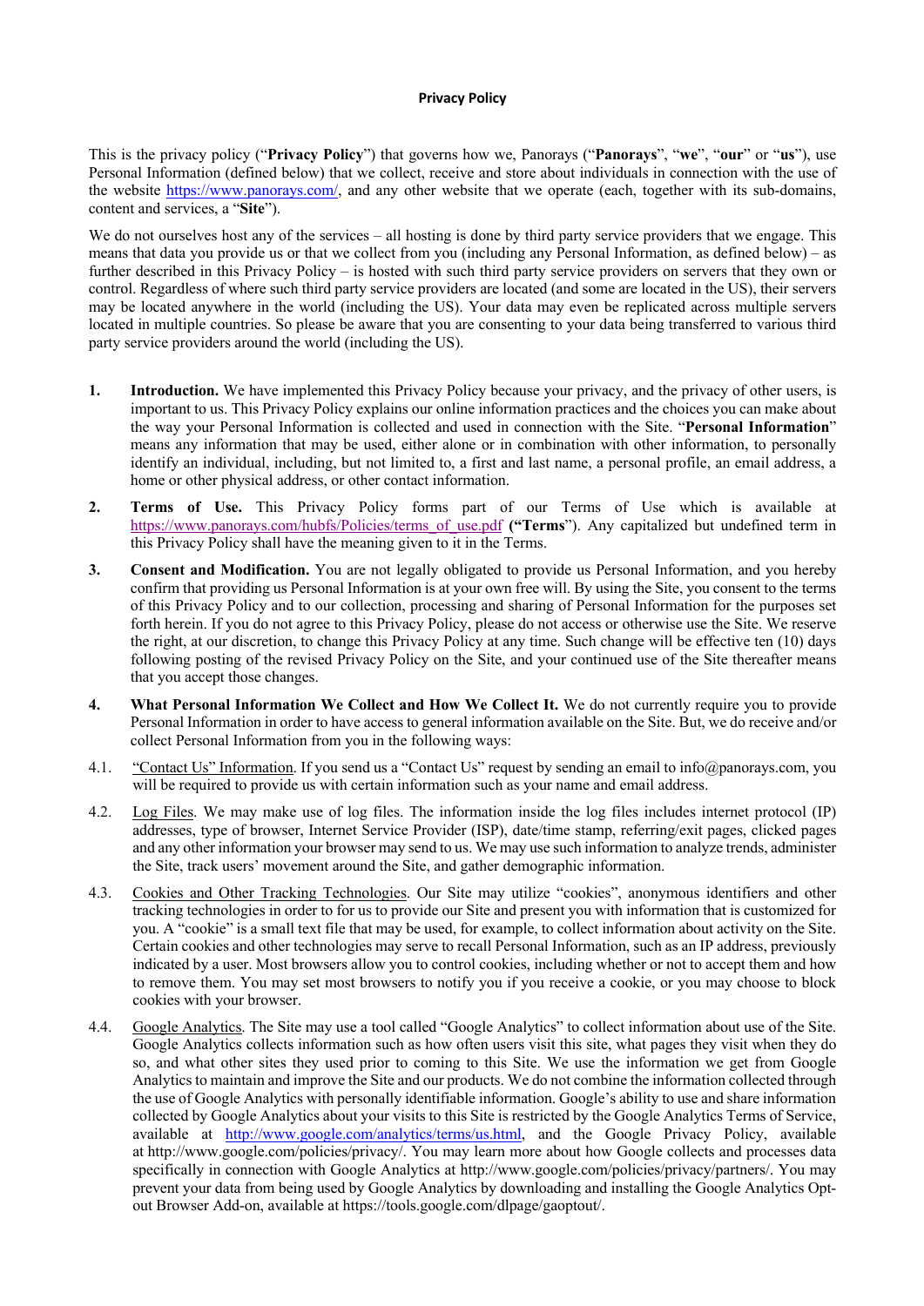# Privacy Policy

This is the privacy policy ("**Privacy Policy**") that governs how we, Panorays ("**Panorays**", "**we**", "**our**" or "**us**"), use Personal Information (defined below) that we collect, receive and store about individuals in connection with the use of the website https://www.panorays.com/, and any other website that we operate (each, together with its sub-domains, content and services, a "**Site**").

We do not ourselves host any of the services – all hosting is done by third party service providers that we engage. This means that data you provide us or that we collect from you (including any Personal Information, as defined below) – as further described in this Privacy Policy – is hosted with such third party service providers on servers that they own or control. Regardless of where such third party service providers are located (and some are located in the US), their servers may be located anywhere in the world (including the US). Your data may even be replicated across multiple servers located in multiple countries. So please be aware that you are consenting to your data being transferred to various third party service providers around the world (including the US).

1. **Introduction.** We have implemented this Privacy Policy because your privacy, and the privacy of other users, is important to us. This Privacy Policy explains our online information practices and the choices you can make about the way your Personal Information is collected and used in connection with the Site. "**Personal Information**" means any information that may be used, either alone or in combination with other information, to personally identify an individual, including, but not limited to, a first and last name, a personal profile, an email address, a home or other physical address, or other contact information.

2. **Terms of Use.** This Privacy Policy forms part of our Terms of Use which is available at https://www.panorays.com/hubfs/Policies/terms_of_use.pdf **("Terms**"). Any capitalized but undefined term in this Privacy Policy shall have the meaning given to it in the Terms.

3. **Consent and Modification.** You are not legally obligated to provide us Personal Information, and you hereby confirm that providing us Personal Information is at your own free will. By using the Site, you consent to the terms of this Privacy Policy and to our collection, processing and sharing of Personal Information for the purposes set forth herein. If you do not agree to this Privacy Policy, please do not access or otherwise use the Site. We reserve the right, at our discretion, to change this Privacy Policy at any time. Such change will be effective ten (10) days following posting of the revised Privacy Policy on the Site, and your continued use of the Site thereafter means that you accept those changes.

4. **What Personal Information We Collect and How We Collect It.** We do not currently require you to provide Personal Information in order to have access to general information available on the Site. But, we do receive and/or collect Personal Information from you in the following ways:

4.1. "Contact Us" Information. If you send us a "Contact Us" request by sending an email to info@panorays.com, you will be required to provide us with certain information such as your name and email address.

4.2. Log Files. We may make use of log files. The information inside the log files includes internet protocol (IP) addresses, type of browser, Internet Service Provider (ISP), date/time stamp, referring/exit pages, clicked pages and any other information your browser may send to us. We may use such information to analyze trends, administer the Site, track users' movement around the Site, and gather demographic information.

4.3. Cookies and Other Tracking Technologies. Our Site may utilize "cookies", anonymous identifiers and other tracking technologies in order to for us to provide our Site and present you with information that is customized for you. A "cookie" is a small text file that may be used, for example, to collect information about activity on the Site. Certain cookies and other technologies may serve to recall Personal Information, such as an IP address, previously indicated by a user. Most browsers allow you to control cookies, including whether or not to accept them and how to remove them. You may set most browsers to notify you if you receive a cookie, or you may choose to block cookies with your browser.

4.4. Google Analytics. The Site may use a tool called "Google Analytics" to collect information about use of the Site. Google Analytics collects information such as how often users visit this site, what pages they visit when they do so, and what other sites they used prior to coming to this Site. We use the information we get from Google Analytics to maintain and improve the Site and our products. We do not combine the information collected through the use of Google Analytics with personally identifiable information. Google's ability to use and share information collected by Google Analytics about your visits to this Site is restricted by the Google Analytics Terms of Service, available at http://www.google.com/analytics/terms/us.html, and the Google Privacy Policy, available at http://www.google.com/policies/privacy/. You may learn more about how Google collects and processes data specifically in connection with Google Analytics at http://www.google.com/policies/privacy/partners/. You may prevent your data from being used by Google Analytics by downloading and installing the Google Analytics Opt-out Browser Add-on, available at https://tools.google.com/dlpage/gaoptout/.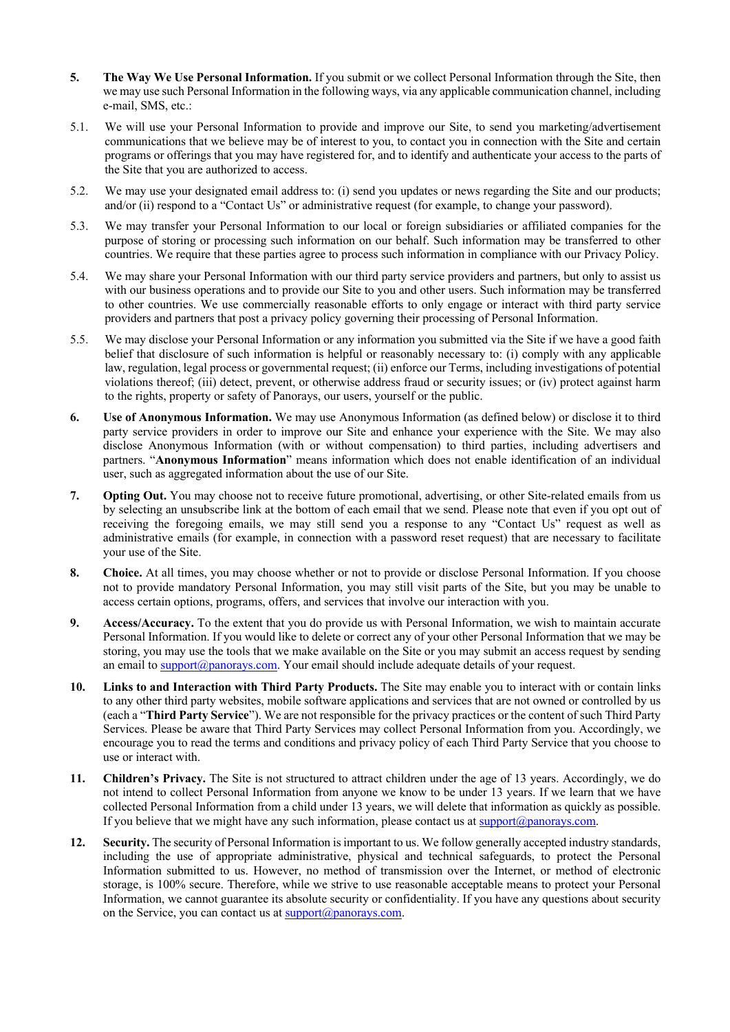5. **The Way We Use Personal Information.** If you submit or we collect Personal Information through the Site, then we may use such Personal Information in the following ways, via any applicable communication channel, including e-mail, SMS, etc.:

5.1. We will use your Personal Information to provide and improve our Site, to send you marketing/advertisement communications that we believe may be of interest to you, to contact you in connection with the Site and certain programs or offerings that you may have registered for, and to identify and authenticate your access to the parts of the Site that you are authorized to access.

5.2. We may use your designated email address to: (i) send you updates or news regarding the Site and our products; and/or (ii) respond to a "Contact Us" or administrative request (for example, to change your password).

5.3. We may transfer your Personal Information to our local or foreign subsidiaries or affiliated companies for the purpose of storing or processing such information on our behalf. Such information may be transferred to other countries. We require that these parties agree to process such information in compliance with our Privacy Policy.

5.4. We may share your Personal Information with our third party service providers and partners, but only to assist us with our business operations and to provide our Site to you and other users. Such information may be transferred to other countries. We use commercially reasonable efforts to only engage or interact with third party service providers and partners that post a privacy policy governing their processing of Personal Information.

5.5. We may disclose your Personal Information or any information you submitted via the Site if we have a good faith belief that disclosure of such information is helpful or reasonably necessary to: (i) comply with any applicable law, regulation, legal process or governmental request; (ii) enforce our Terms, including investigations of potential violations thereof; (iii) detect, prevent, or otherwise address fraud or security issues; or (iv) protect against harm to the rights, property or safety of Panorays, our users, yourself or the public.

6. **Use of Anonymous Information.** We may use Anonymous Information (as defined below) or disclose it to third party service providers in order to improve our Site and enhance your experience with the Site. We may also disclose Anonymous Information (with or without compensation) to third parties, including advertisers and partners. "**Anonymous Information**" means information which does not enable identification of an individual user, such as aggregated information about the use of our Site.

7. **Opting Out.** You may choose not to receive future promotional, advertising, or other Site-related emails from us by selecting an unsubscribe link at the bottom of each email that we send. Please note that even if you opt out of receiving the foregoing emails, we may still send you a response to any "Contact Us" request as well as administrative emails (for example, in connection with a password reset request) that are necessary to facilitate your use of the Site.

8. **Choice.** At all times, you may choose whether or not to provide or disclose Personal Information. If you choose not to provide mandatory Personal Information, you may still visit parts of the Site, but you may be unable to access certain options, programs, offers, and services that involve our interaction with you.

9. **Access/Accuracy.** To the extent that you do provide us with Personal Information, we wish to maintain accurate Personal Information. If you would like to delete or correct any of your other Personal Information that we may be storing, you may use the tools that we make available on the Site or you may submit an access request by sending an email to support@panorays.com. Your email should include adequate details of your request.

10. **Links to and Interaction with Third Party Products.** The Site may enable you to interact with or contain links to any other third party websites, mobile software applications and services that are not owned or controlled by us (each a "**Third Party Service**"). We are not responsible for the privacy practices or the content of such Third Party Services. Please be aware that Third Party Services may collect Personal Information from you. Accordingly, we encourage you to read the terms and conditions and privacy policy of each Third Party Service that you choose to use or interact with.

11. **Children's Privacy.** The Site is not structured to attract children under the age of 13 years. Accordingly, we do not intend to collect Personal Information from anyone we know to be under 13 years. If we learn that we have collected Personal Information from a child under 13 years, we will delete that information as quickly as possible. If you believe that we might have any such information, please contact us at support@panorays.com.

12. **Security.** The security of Personal Information is important to us. We follow generally accepted industry standards, including the use of appropriate administrative, physical and technical safeguards, to protect the Personal Information submitted to us. However, no method of transmission over the Internet, or method of electronic storage, is 100% secure. Therefore, while we strive to use reasonable acceptable means to protect your Personal Information, we cannot guarantee its absolute security or confidentiality. If you have any questions about security on the Service, you can contact us at support@panorays.com.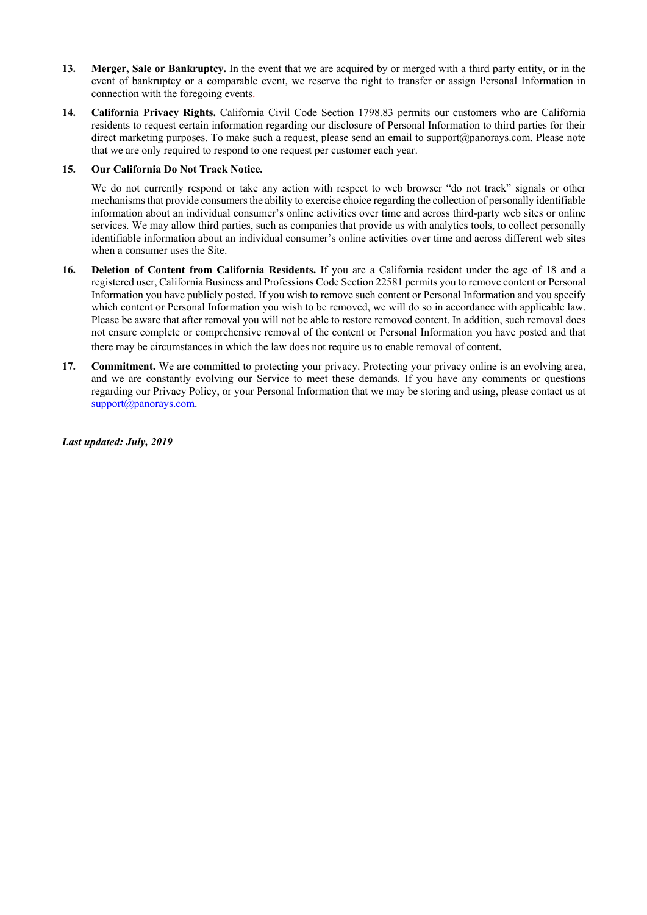13. **Merger, Sale or Bankruptcy.** In the event that we are acquired by or merged with a third party entity, or in the event of bankruptcy or a comparable event, we reserve the right to transfer or assign Personal Information in connection with the foregoing events.

14. **California Privacy Rights.** California Civil Code Section 1798.83 permits our customers who are California residents to request certain information regarding our disclosure of Personal Information to third parties for their direct marketing purposes. To make such a request, please send an email to support@panorays.com. Please note that we are only required to respond to one request per customer each year.

15. **Our California Do Not Track Notice.**

    We do not currently respond or take any action with respect to web browser "do not track" signals or other mechanisms that provide consumers the ability to exercise choice regarding the collection of personally identifiable information about an individual consumer's online activities over time and across third-party web sites or online services. We may allow third parties, such as companies that provide us with analytics tools, to collect personally identifiable information about an individual consumer's online activities over time and across different web sites when a consumer uses the Site.

16. **Deletion of Content from California Residents.** If you are a California resident under the age of 18 and a registered user, California Business and Professions Code Section 22581 permits you to remove content or Personal Information you have publicly posted. If you wish to remove such content or Personal Information and you specify which content or Personal Information you wish to be removed, we will do so in accordance with applicable law. Please be aware that after removal you will not be able to restore removed content. In addition, such removal does not ensure complete or comprehensive removal of the content or Personal Information you have posted and that there may be circumstances in which the law does not require us to enable removal of content.

17. **Commitment.** We are committed to protecting your privacy. Protecting your privacy online is an evolving area, and we are constantly evolving our Service to meet these demands. If you have any comments or questions regarding our Privacy Policy, or your Personal Information that we may be storing and using, please contact us at support@panorays.com.

***Last updated: July, 2019***